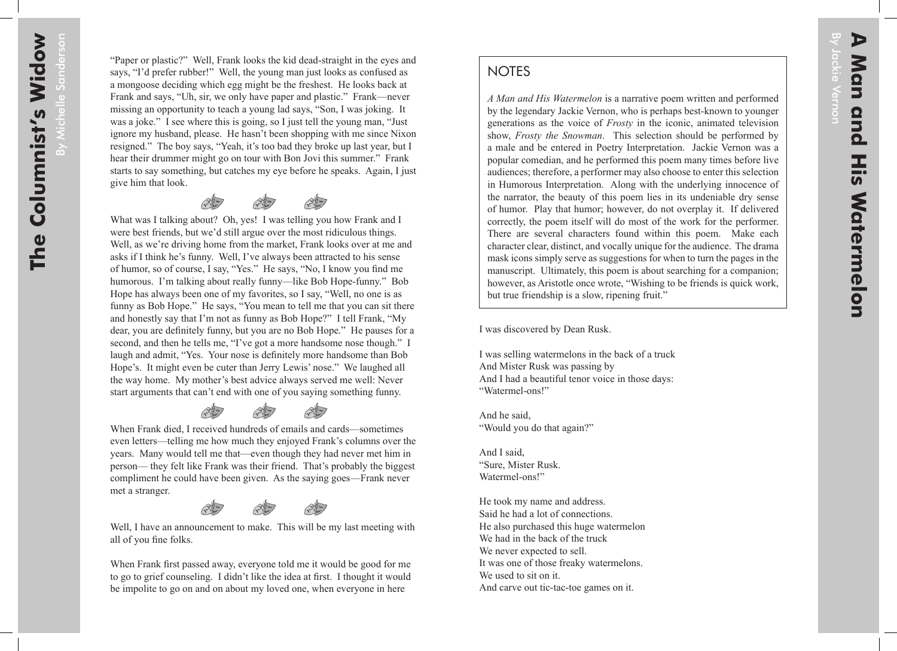"Paper or plastic?" Well, Frank looks the kid dead-straight in the eyes and says, "I'd prefer rubber!" Well, the young man just looks as confused as a mongoose deciding which egg might be the freshest. He looks back at Frank and says, "Uh, sir, we only have paper and plastic." Frank—never missing an opportunity to teach a young lad says, "Son, I was joking. It was a joke." I see where this is going, so I just tell the young man, "Just ignore my husband, please. He hasn't been shopping with me since Nixon resigned." The boy says, "Yeah, it's too bad they broke up last year, but I hear their drummer might go on tour with Bon Jovi this summer." Frank starts to say something, but catches my eye before he speaks. Again, I just give him that look.

What was I talking about? Oh, yes! I was telling you how Frank and I were best friends, but we'd still argue over the most ridiculous things. Well, as we're driving home from the market, Frank looks over at me and asks if I think he's funny. Well, I've always been attracted to his sense of humor, so of course, I say, "Yes." He says, "No, I know you find me humorous. I'm talking about really funny—like Bob Hope-funny." Bob Hope has always been one of my favorites, so I say, "Well, no one is as funny as Bob Hope." He says, "You mean to tell me that you can sit there and honestly say that I'm not as funny as Bob Hope?" I tell Frank, "My dear, you are definitely funny, but you are no Bob Hope." He pauses for a second, and then he tells me, "I've got a more handsome nose though." I laugh and admit, "Yes. Your nose is definitely more handsome than Bob Hope's. It might even be cuter than Jerry Lewis' nose." We laughed all the way home. My mother's best advice always served me well: Never start arguments that can't end with one of you saying something funny.

When Frank died, I received hundreds of emails and cards—sometimes even letters—telling me how much they enjoyed Frank's columns over the years. Many would tell me that—even though they had never met him in person— they felt like Frank was their friend. That's probably the biggest compliment he could have been given. As the saying goes—Frank never met a stranger.

Well, I have an announcement to make. This will be my last meeting with all of you fine folks.

When Frank first passed away, everyone told me it would be good for me to go to grief counseling. I didn't like the idea at first. I thought it would be impolite to go on and on about my loved one, when everyone in here

# A Man and His Watermelon

By Jackie Vernon

## NOTES

*A Man and His Watermelon* is a narrative poem written and performed by the legendary Jackie Vernon, who is perhaps best-known to younger generations as the voice of *Frosty* in the iconic, animated television show, *Frosty the Snowman*. This selection should be performed by a male and be entered in Poetry Interpretation. Jackie Vernon was a popular comedian, and he performed this poem many times before live audiences; therefore, a performer may also choose to enter this selection in Humorous Interpretation. Along with the underlying innocence of the narrator, the beauty of this poem lies in its undeniable dry sense of humor. Play that humor; however, do not overplay it. If delivered correctly, the poem itself will do most of the work for the performer. There are several characters found within this poem. Make each character clear, distinct, and vocally unique for the audience. The drama mask icons simply serve as suggestions for when to turn the pages in the manuscript. Ultimately, this poem is about searching for a companion; however, as Aristotle once wrote, "Wishing to be friends is quick work, but true friendship is a slow, ripening fruit."

I was discovered by Dean Rusk.

I was selling watermelons in the back of a truck  
And Mister Rusk was passing by  
And I had a beautiful tenor voice in those days:  
"Watermel-ons!"

And he said,  
"Would you do that again?"

And I said,  
"Sure, Mister Rusk.  
Watermel-ons!"

He took my name and address.  
Said he had a lot of connections.  
He also purchased this huge watermelon  
We had in the back of the truck  
We never expected to sell.  
It was one of those freaky watermelons.  
We used to sit on it.  
And carve out tic-tac-toe games on it.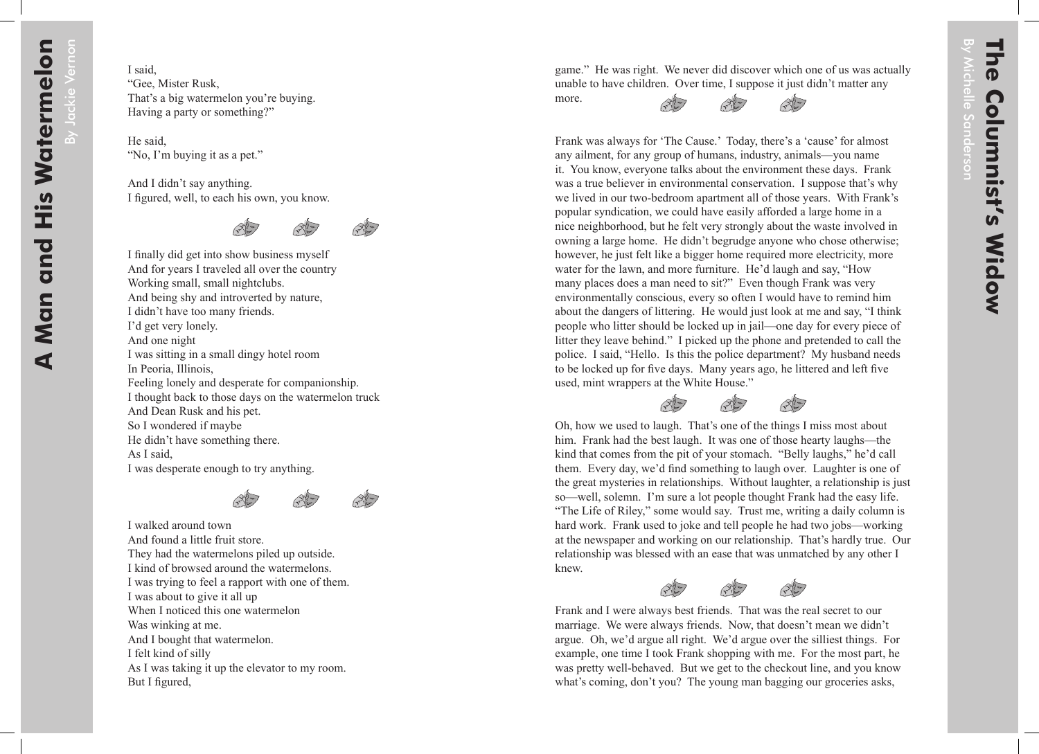# A Man and His Watermelon

By Jackie Vernon

I said,
"Gee, Mister Rusk,
That's a big watermelon you're buying.
Having a party or something?"

He said,
"No, I'm buying it as a pet."

And I didn't say anything.
I figured, well, to each his own, you know.

I finally did get into show business myself
And for years I traveled all over the country
Working small, small nightclubs.
And being shy and introverted by nature,
I didn't have too many friends.
I'd get very lonely.
And one night
I was sitting in a small dingy hotel room
In Peoria, Illinois,
Feeling lonely and desperate for companionship.
I thought back to those days on the watermelon truck
And Dean Rusk and his pet.
So I wondered if maybe
He didn't have something there.
As I said,
I was desperate enough to try anything.

I walked around town
And found a little fruit store.
They had the watermelons piled up outside.
I kind of browsed around the watermelons.
I was trying to feel a rapport with one of them.
I was about to give it all up
When I noticed this one watermelon
Was winking at me.
And I bought that watermelon.
I felt kind of silly
As I was taking it up the elevator to my room.
But I figured,

# The Columnist's Widow

By Michelle Sanderson

game." He was right. We never did discover which one of us was actually unable to have children. Over time, I suppose it just didn't matter any more.

Frank was always for 'The Cause.' Today, there's a 'cause' for almost any ailment, for any group of humans, industry, animals—you name it. You know, everyone talks about the environment these days. Frank was a true believer in environmental conservation. I suppose that's why we lived in our two-bedroom apartment all of those years. With Frank's popular syndication, we could have easily afforded a large home in a nice neighborhood, but he felt very strongly about the waste involved in owning a large home. He didn't begrudge anyone who chose otherwise; however, he just felt like a bigger home required more electricity, more water for the lawn, and more furniture. He'd laugh and say, "How many places does a man need to sit?" Even though Frank was very environmentally conscious, every so often I would have to remind him about the dangers of littering. He would just look at me and say, "I think people who litter should be locked up in jail—one day for every piece of litter they leave behind." I picked up the phone and pretended to call the police. I said, "Hello. Is this the police department? My husband needs to be locked up for five days. Many years ago, he littered and left five used, mint wrappers at the White House."

Oh, how we used to laugh. That's one of the things I miss most about him. Frank had the best laugh. It was one of those hearty laughs—the kind that comes from the pit of your stomach. "Belly laughs," he'd call them. Every day, we'd find something to laugh over. Laughter is one of the great mysteries in relationships. Without laughter, a relationship is just so—well, solemn. I'm sure a lot people thought Frank had the easy life. "The Life of Riley," some would say. Trust me, writing a daily column is hard work. Frank used to joke and tell people he had two jobs—working at the newspaper and working on our relationship. That's hardly true. Our relationship was blessed with an ease that was unmatched by any other I knew.

Frank and I were always best friends. That was the real secret to our marriage. We were always friends. Now, that doesn't mean we didn't argue. Oh, we'd argue all right. We'd argue over the silliest things. For example, one time I took Frank shopping with me. For the most part, he was pretty well-behaved. But we get to the checkout line, and you know what's coming, don't you? The young man bagging our groceries asks,